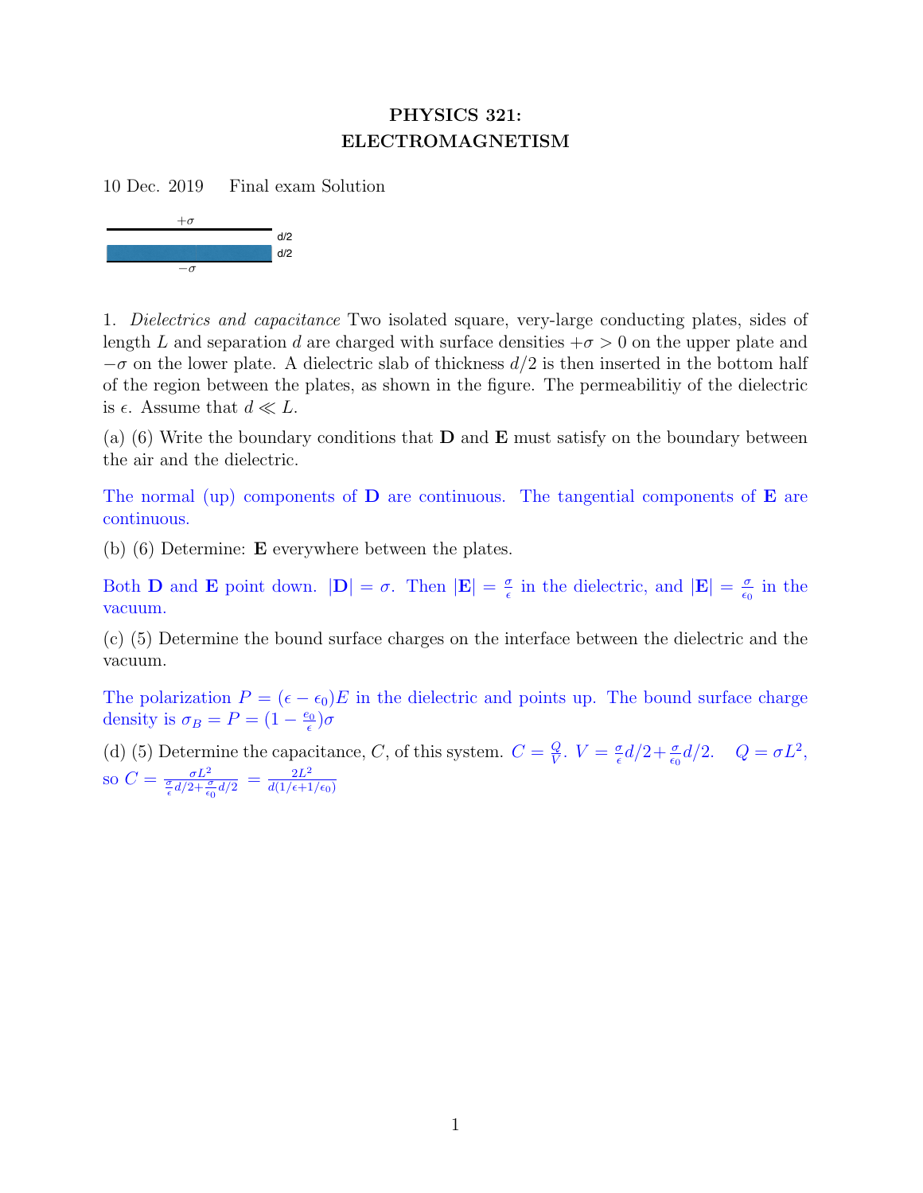# PHYSICS 321: ELECTROMAGNETISM

10 Dec. 2019 Final exam Solution

$+\sigma$

d/2

d/2

$-\sigma$

1. *Dielectrics and capacitance* Two isolated square, very-large conducting plates, sides of length $L$ and separation $d$ are charged with surface densities $+\sigma > 0$ on the upper plate and $-\sigma$ on the lower plate. A dielectric slab of thickness $d/2$ is then inserted in the bottom half of the region between the plates, as shown in the figure. The permeabilitiy of the dielectric is $\epsilon$. Assume that $d \ll L$.

(a) (6) Write the boundary conditions that $\mathbf{D}$ and $\mathbf{E}$ must satisfy on the boundary between the air and the dielectric.

The normal (up) components of $\mathbf{D}$ are continuous. The tangential components of $\mathbf{E}$ are continuous.

(b) (6) Determine: $\mathbf{E}$ everywhere between the plates.

Both $\mathbf{D}$ and $\mathbf{E}$ point down. $|\mathbf{D}| = \sigma$. Then $|\mathbf{E}| = \frac{\sigma}{\epsilon}$ in the dielectric, and $|\mathbf{E}| = \frac{\sigma}{\epsilon_0}$ in the vacuum.

(c) (5) Determine the bound surface charges on the interface between the dielectric and the vacuum.

The polarization $P = (\epsilon - \epsilon_0)E$ in the dielectric and points up. The bound surface charge density is $\sigma_B = P = (1 - \frac{\epsilon_0}{\epsilon})\sigma$

(d) (5) Determine the capacitance, $C$, of this system. $C = \frac{Q}{V}$. $V = \frac{\sigma}{\epsilon}d/2 + \frac{\sigma}{\epsilon_0}d/2$. $Q = \sigma L^2$, so $C = \frac{\sigma L^2}{\frac{\sigma}{\epsilon}d/2 + \frac{\sigma}{\epsilon_0}d/2} = \frac{2L^2}{d(1/\epsilon + 1/\epsilon_0)}$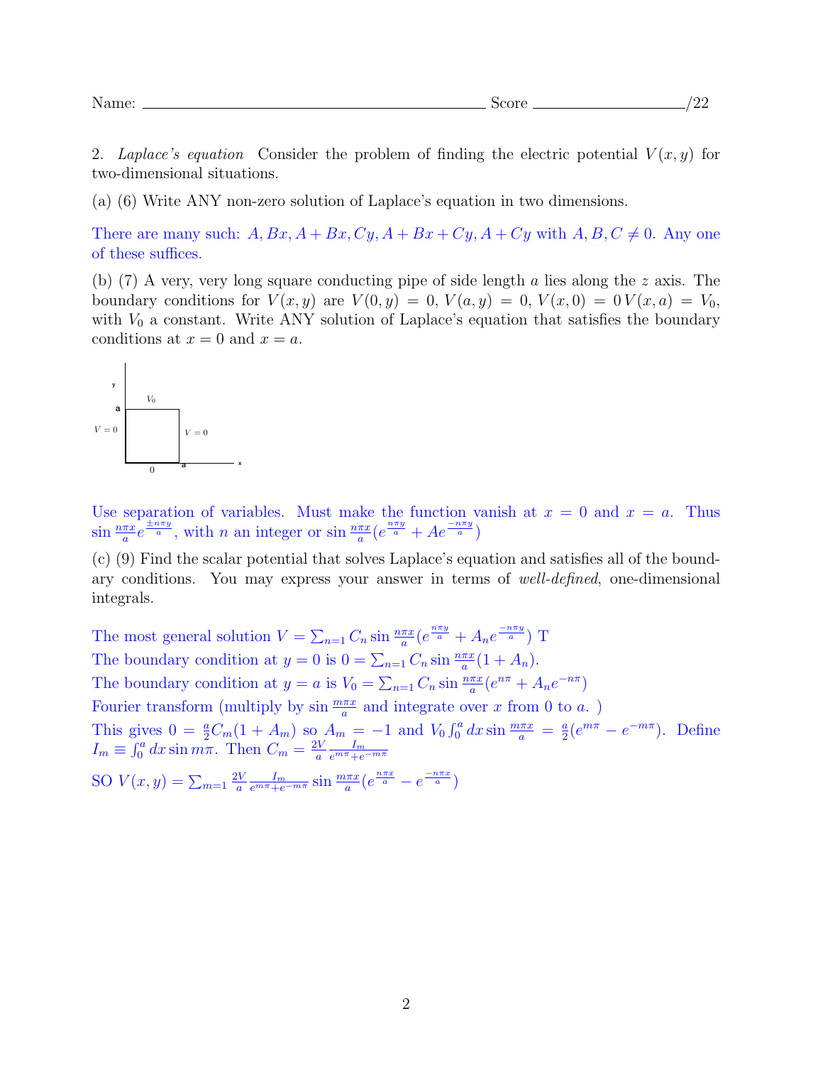Name: ______________________ Score ____________/22

2. *Laplace's equation* Consider the problem of finding the electric potential $V(x, y)$ for two-dimensional situations.

(a) (6) Write ANY non-zero solution of Laplace's equation in two dimensions.

There are many such: $A, Bx, A + Bx, Cy, A + Bx + Cy, A + Cy$ with $A, B, C \neq 0$. Any one of these suffices.

(b) (7) A very, very long square conducting pipe of side length $a$ lies along the $z$ axis. The boundary conditions for $V(x, y)$ are $V(0, y) = 0$, $V(a, y) = 0$, $V(x, 0) = 0$ $V(x, a) = V_0$, with $V_0$ a constant. Write ANY solution of Laplace's equation that satisfies the boundary conditions at $x = 0$ and $x = a$.

Use separation of variables. Must make the function vanish at $x = 0$ and $x = a$. Thus $\sin \frac{n\pi x}{a} e^{\frac{\pm n\pi y}{a}}$, with $n$ an integer or $\sin \frac{n\pi x}{a}(e^{\frac{n\pi y}{a}} + Ae^{\frac{-n\pi y}{a}})$

(c) (9) Find the scalar potential that solves Laplace's equation and satisfies all of the boundary conditions. You may express your answer in terms of *well-defined*, one-dimensional integrals.

The most general solution $V = \sum_{n=1} C_n \sin \frac{n\pi x}{a}(e^{\frac{n\pi y}{a}} + A_n e^{\frac{-n\pi y}{a}})$ T

The boundary condition at $y = 0$ is $0 = \sum_{n=1} C_n \sin \frac{n\pi x}{a}(1 + A_n)$.

The boundary condition at $y = a$ is $V_0 = \sum_{n=1} C_n \sin \frac{n\pi x}{a}(e^{n\pi} + A_n e^{-n\pi})$

Fourier transform (multiply by $\sin \frac{m\pi x}{a}$ and integrate over $x$ from 0 to $a$. )

This gives $0 = \frac{a}{2} C_m(1 + A_m)$ so $A_m = -1$ and $V_0 \int_0^a dx \sin \frac{m\pi x}{a} = \frac{a}{2}(e^{m\pi} - e^{-m\pi})$. Define $I_m \equiv \int_0^a dx \sin m\pi$. Then $C_m = \frac{2V}{a} \frac{I_m}{e^{m\pi}+e^{-m\pi}}$

SO $V(x, y) = \sum_{m=1} \frac{2V}{a} \frac{I_m}{e^{m\pi}+e^{-m\pi}} \sin \frac{m\pi x}{a}(e^{\frac{n\pi x}{a}} - e^{\frac{-n\pi x}{a}})$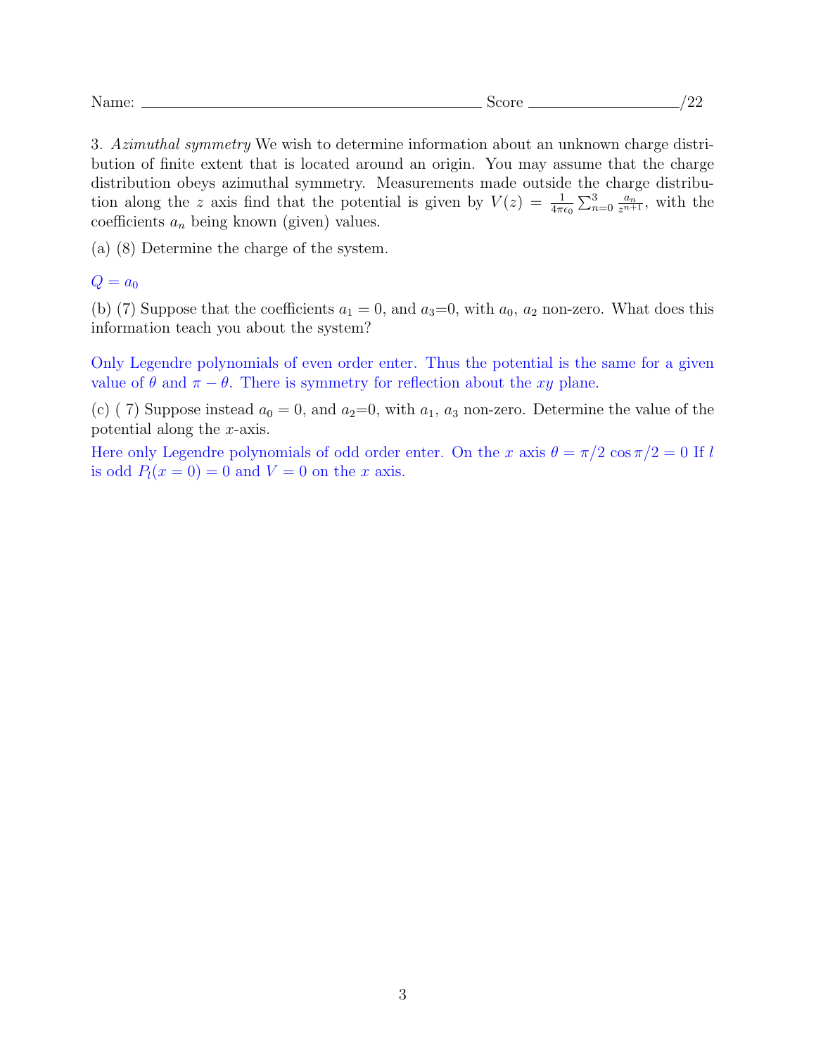Name: ____________________ Score __________/22

3. *Azimuthal symmetry* We wish to determine information about an unknown charge distribution of finite extent that is located around an origin. You may assume that the charge distribution obeys azimuthal symmetry. Measurements made outside the charge distribution along the $z$ axis find that the potential is given by $V(z) = \frac{1}{4\pi\epsilon_0}\sum_{n=0}^{3}\frac{a_n}{z^{n+1}}$, with the coefficients $a_n$ being known (given) values.

(a) (8) Determine the charge of the system.

$Q = a_0$

(b) (7) Suppose that the coefficients $a_1 = 0$, and $a_3$=0, with $a_0$, $a_2$ non-zero. What does this information teach you about the system?

Only Legendre polynomials of even order enter. Thus the potential is the same for a given value of $\theta$ and $\pi - \theta$. There is symmetry for reflection about the $xy$ plane.

(c) ( 7) Suppose instead $a_0 = 0$, and $a_2$=0, with $a_1$, $a_3$ non-zero. Determine the value of the potential along the $x$-axis.

Here only Legendre polynomials of odd order enter. On the $x$ axis $\theta = \pi/2$ $\cos\pi/2 = 0$ If $l$ is odd $P_l(x = 0) = 0$ and $V = 0$ on the $x$ axis.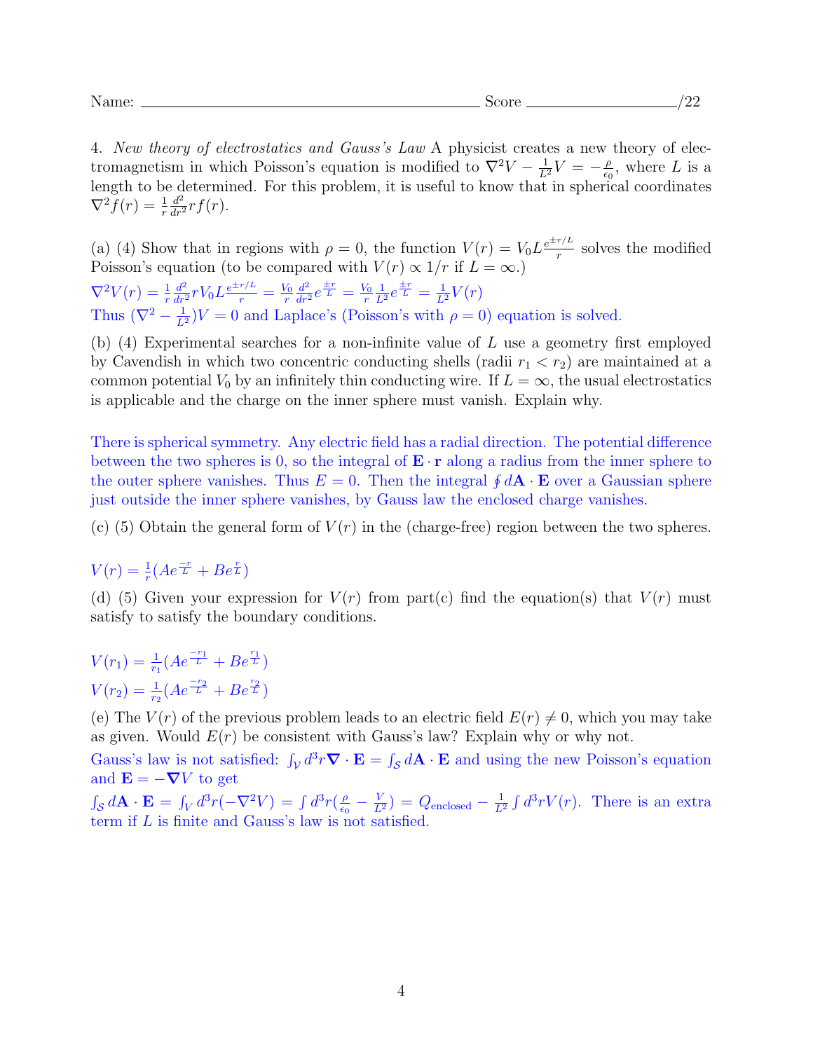Name: \_\_\_\_\_\_\_\_\_\_\_\_\_\_\_\_\_\_\_\_\_\_\_\_\_\_\_\_\_\_\_\_\_\_\_\_ Score \_\_\_\_\_\_\_\_\_\_\_\_\_\_/22

4. *New theory of electrostatics and Gauss's Law* A physicist creates a new theory of electromagnetism in which Poisson's equation is modified to $\nabla^2 V - \frac{1}{L^2}V = -\frac{\rho}{\epsilon_0}$, where $L$ is a length to be determined. For this problem, it is useful to know that in spherical coordinates $\nabla^2 f(r) = \frac{1}{r}\frac{d^2}{dr^2} r f(r)$.

(a) (4) Show that in regions with $\rho = 0$, the function $V(r) = V_0 L \frac{e^{\pm r/L}}{r}$ solves the modified Poisson's equation (to be compared with $V(r) \propto 1/r$ if $L = \infty$.)

$\nabla^2 V(r) = \frac{1}{r}\frac{d^2}{dr^2} r V_0 L \frac{e^{\pm r/L}}{r} = \frac{V_0}{r}\frac{d^2}{dr^2} e^{\frac{\pm r}{L}} = \frac{V_0}{r}\frac{1}{L^2} e^{\frac{\pm r}{L}} = \frac{1}{L^2}V(r)$

Thus $(\nabla^2 - \frac{1}{L^2})V = 0$ and Laplace's (Poisson's with $\rho = 0$) equation is solved.

(b) (4) Experimental searches for a non-infinite value of $L$ use a geometry first employed by Cavendish in which two concentric conducting shells (radii $r_1 < r_2$) are maintained at a common potential $V_0$ by an infinitely thin conducting wire. If $L = \infty$, the usual electrostatics is applicable and the charge on the inner sphere must vanish. Explain why.

There is spherical symmetry. Any electric field has a radial direction. The potential difference between the two spheres is 0, so the integral of $\mathbf{E} \cdot \mathbf{r}$ along a radius from the inner sphere to the outer sphere vanishes. Thus $E = 0$. Then the integral $\oint d\mathbf{A} \cdot \mathbf{E}$ over a Gaussian sphere just outside the inner sphere vanishes, by Gauss law the enclosed charge vanishes.

(c) (5) Obtain the general form of $V(r)$ in the (charge-free) region between the two spheres.

$V(r) = \frac{1}{r}(Ae^{\frac{-r}{L}} + Be^{\frac{r}{L}})$

(d) (5) Given your expression for $V(r)$ from part(c) find the equation(s) that $V(r)$ must satisfy to satisfy the boundary conditions.

$V(r_1) = \frac{1}{r_1}(Ae^{\frac{-r_1}{L}} + Be^{\frac{r_1}{L}})$

$V(r_2) = \frac{1}{r_2}(Ae^{\frac{-r_2}{L}} + Be^{\frac{r_2}{L}})$

(e) The $V(r)$ of the previous problem leads to an electric field $E(r) \neq 0$, which you may take as given. Would $E(r)$ be consistent with Gauss's law? Explain why or why not.

Gauss's law is not satisfied: $\int_{\mathcal{V}} d^3r \boldsymbol{\nabla} \cdot \mathbf{E} = \int_{\mathcal{S}} d\mathbf{A} \cdot \mathbf{E}$ and using the new Poisson's equation and $\mathbf{E} = -\boldsymbol{\nabla} V$ to get

$\int_{\mathcal{S}} d\mathbf{A} \cdot \mathbf{E} = \int_V d^3r(-\nabla^2 V) = \int d^3r(\frac{\rho}{\epsilon_0} - \frac{V}{L^2}) = Q_{\text{enclosed}} - \frac{1}{L^2}\int d^3r V(r)$. There is an extra term if $L$ is finite and Gauss's law is not satisfied.